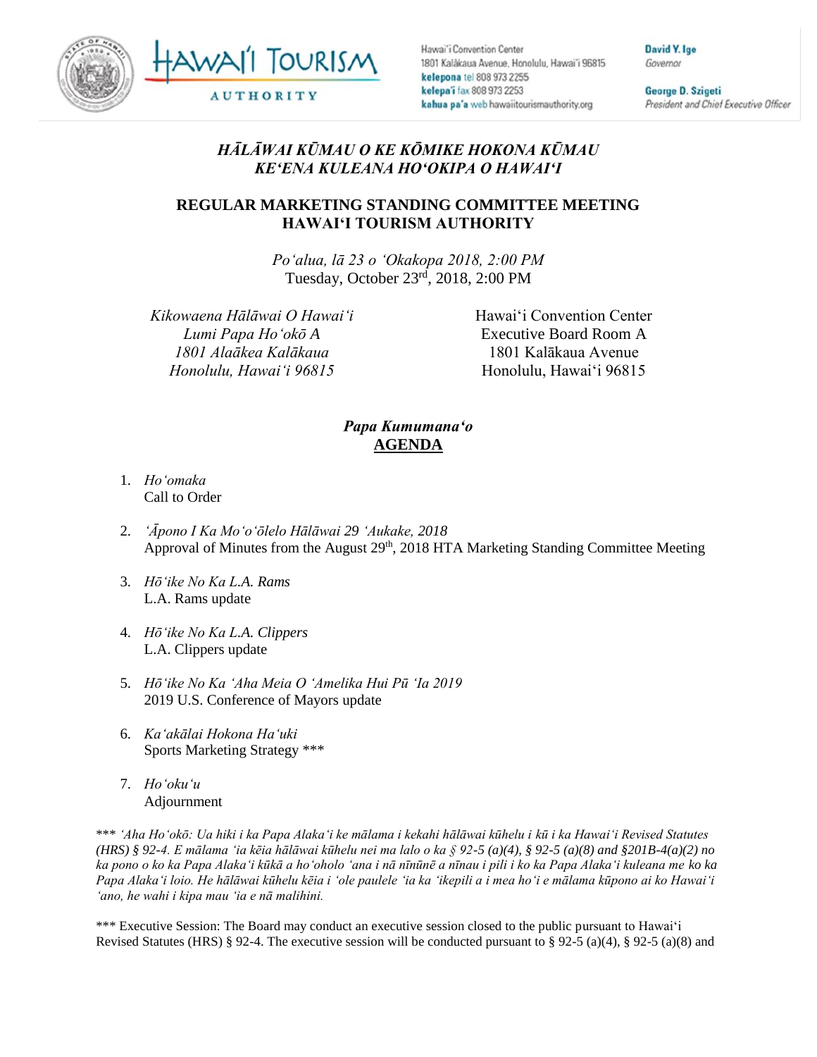Hawai'i Convention Center
1801 Kalākaua Avenue, Honolulu, Hawai'i 96815
**kelepona** tel 808 973 2255
**kelepa'i** fax 808 973 2253
**kahua pa'a** web hawaiitourismauthority.org

**David Y. Ige**
*Governor*

**George D. Szigeti**
*President and Chief Executive Officer*

## *HĀLĀWAI KŪMAU O KE KŌMIKE HOKONA KŪMAU*
## *KEʻENA KULEANA HOʻOKIPA O HAWAIʻI*

## REGULAR MARKETING STANDING COMMITTEE MEETING
## HAWAIʻI TOURISM AUTHORITY

*Poʻalua, lā 23 o ʻOkakopa 2018, 2:00 PM*
Tuesday, October 23rd, 2018, 2:00 PM

*Kikowaena Hālāwai O Hawaiʻi*
*Lumi Papa Hoʻokō A*
*1801 Alaākea Kalākaua*
*Honolulu, Hawaiʻi 96815*

Hawaiʻi Convention Center
Executive Board Room A
1801 Kalākaua Avenue
Honolulu, Hawaiʻi 96815

### *Papa Kumumanaʻo*
### AGENDA

1. *Hoʻomaka*
   Call to Order
2. *ʻĀpono I Ka Moʻoʻōlelo Hālāwai 29 ʻAukake, 2018*
   Approval of Minutes from the August 29th, 2018 HTA Marketing Standing Committee Meeting
3. *Hōʻike No Ka L.A. Rams*
   L.A. Rams update
4. *Hōʻike No Ka L.A. Clippers*
   L.A. Clippers update
5. *Hōʻike No Ka ʻAha Meia O ʻAmelika Hui Pū ʻIa 2019*
   2019 U.S. Conference of Mayors update
6. *Kaʻakālai Hokona Haʻuki*
   Sports Marketing Strategy ***
7. *Hoʻokuʻu*
   Adjournment

*\*\*\* ʻAha Hoʻokō: Ua hiki i ka Papa Alakaʻi ke mālama i kekahi hālāwai kūhelu i kū i ka Hawaiʻi Revised Statutes (HRS) § 92-4. E mālama ʻia kēia hālāwai kūhelu nei ma lalo o ka § 92-5 (a)(4), § 92-5 (a)(8) and §201B-4(a)(2) no ka pono o ko ka Papa Alakaʻi kūkā a hoʻoholo ʻana i nā nīnūnē a nīnau i pili i ko ka Papa Alakaʻi kuleana me ko ka Papa Alakaʻi loio. He hālāwai kūhelu kēia i ʻole paulele ʻia ka ʻikepili a i mea hoʻi e mālama kūpono ai ko Hawaiʻi ʻano, he wahi i kipa mau ʻia e nā malihini.*

*** Executive Session: The Board may conduct an executive session closed to the public pursuant to Hawaiʻi Revised Statutes (HRS) § 92-4. The executive session will be conducted pursuant to § 92-5 (a)(4), § 92-5 (a)(8) and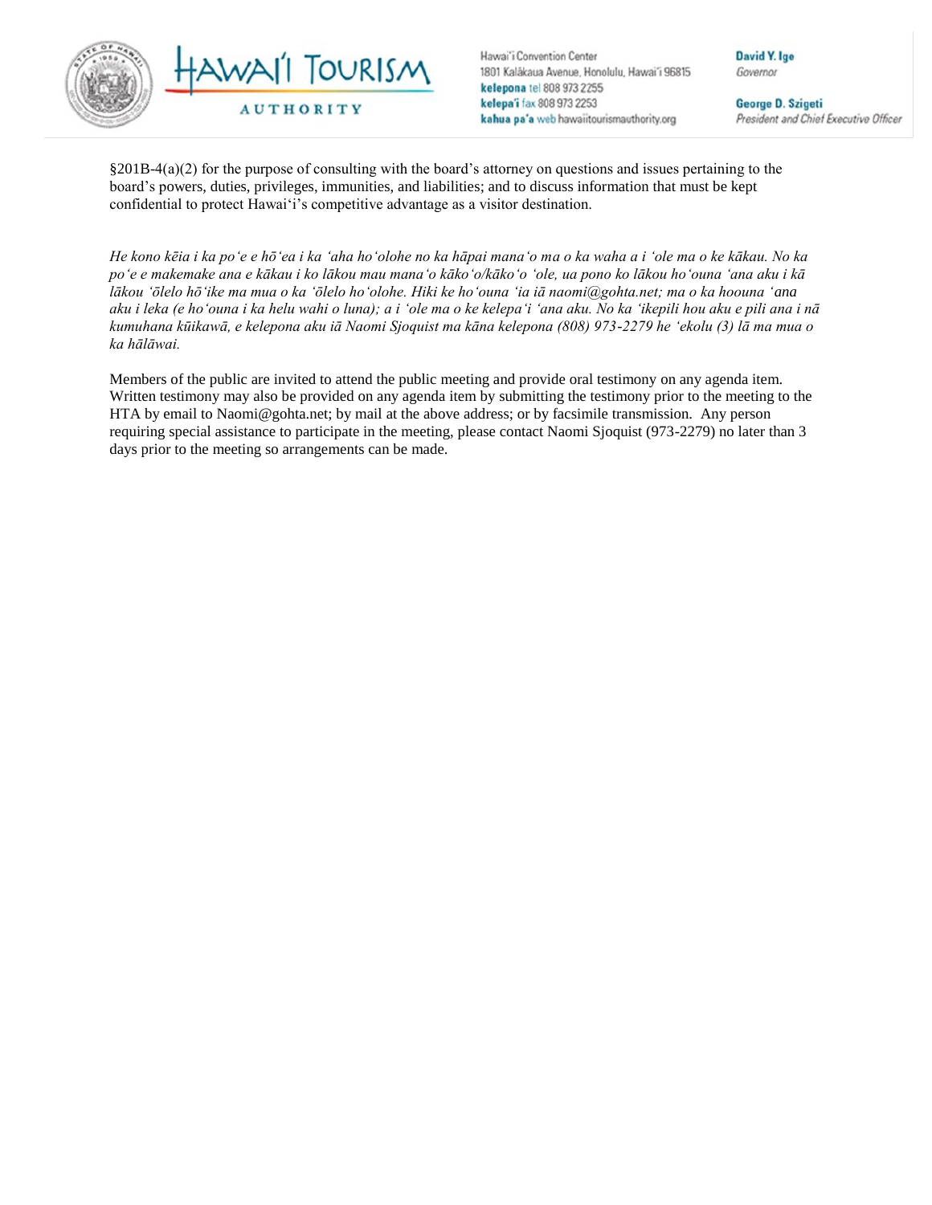§201B-4(a)(2) for the purpose of consulting with the board's attorney on questions and issues pertaining to the board's powers, duties, privileges, immunities, and liabilities; and to discuss information that must be kept confidential to protect Hawai'i's competitive advantage as a visitor destination.

*He kono kēia i ka poʻe e hōʻea i ka ʻaha hoʻolohe no ka hāpai manaʻo ma o ka waha a i ʻole ma o ke kākau. No ka poʻe e makemake ana e kākau i ko lākou mau manaʻo kākoʻo/kākoʻo ʻole, ua pono ko lākou hoʻouna ʻana aku i kā lākou ʻōlelo hōʻike ma mua o ka ʻōlelo hoʻolohe. Hiki ke hoʻouna ʻia iā naomi@gohta.net; ma o ka hoouna ʻana aku i leka (e hoʻouna i ka helu wahi o luna); a i ʻole ma o ke kelepaʻi ʻana aku. No ka ʻikepili hou aku e pili ana i nā kumuhana kūikawā, e kelepona aku iā Naomi Sjoquist ma kāna kelepona (808) 973-2279 he ʻekolu (3) lā ma mua o ka hālāwai.*

Members of the public are invited to attend the public meeting and provide oral testimony on any agenda item. Written testimony may also be provided on any agenda item by submitting the testimony prior to the meeting to the HTA by email to Naomi@gohta.net; by mail at the above address; or by facsimile transmission. Any person requiring special assistance to participate in the meeting, please contact Naomi Sjoquist (973-2279) no later than 3 days prior to the meeting so arrangements can be made.